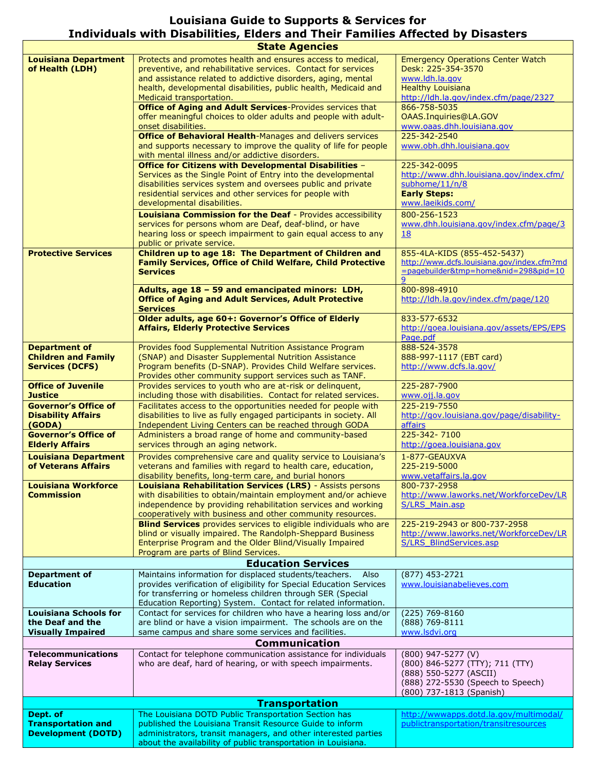# Louisiana Guide to Supports & Services for Individuals with Disabilities, Elders and Their Families Affected by Disasters

## State Agencies

| | | |
|---|---|---|
| **Louisiana Department of Health (LDH)** | Protects and promotes health and ensures access to medical, preventive, and rehabilitative services. Contact for services and assistance related to addictive disorders, aging, mental health, developmental disabilities, public health, Medicaid and Medicaid transportation. | Emergency Operations Center Watch Desk: 225-354-3570<br>www.ldh.la.gov<br>Healthy Louisiana<br>http://ldh.la.gov/index.cfm/page/2327 |
| | **Office of Aging and Adult Services**-Provides services that offer meaningful choices to older adults and people with adult-onset disabilities. | 866-758-5035<br>OAAS.Inquiries@LA.GOV<br>www.oaas.dhh.louisiana.gov |
| | **Office of Behavioral Health**-Manages and delivers services and supports necessary to improve the quality of life for people with mental illness and/or addictive disorders. | 225-342-2540<br>www.obh.dhh.louisiana.gov |
| | **Office for Citizens with Developmental Disabilities** – Services as the Single Point of Entry into the developmental disabilities services system and oversees public and private residential services and other services for people with developmental disabilities. | 225-342-0095<br>http://www.dhh.louisiana.gov/index.cfm/subhome/11/n/8<br>**Early Steps:**<br>www.laeikids.com/ |
| | **Louisiana Commission for the Deaf** - Provides accessibility services for persons whom are Deaf, deaf-blind, or have hearing loss or speech impairment to gain equal access to any public or private service. | 800-256-1523<br>www.dhh.louisiana.gov/index.cfm/page/318 |
| **Protective Services** | **Children up to age 18: The Department of Children and Family Services, Office of Child Welfare, Child Protective Services** | 855-4LA-KIDS (855-452-5437)<br>http://www.dcfs.louisiana.gov/index.cfm?md=pagebuilder&tmp=home&nid=298&pid=109 |
| | **Adults, age 18 – 59 and emancipated minors: LDH, Office of Aging and Adult Services, Adult Protective Services** | 800-898-4910<br>http://ldh.la.gov/index.cfm/page/120 |
| | **Older adults, age 60+: Governor's Office of Elderly Affairs, Elderly Protective Services** | 833-577-6532<br>http://goea.louisiana.gov/assets/EPS/EPSPage.pdf |
| **Department of Children and Family Services (DCFS)** | Provides food Supplemental Nutrition Assistance Program (SNAP) and Disaster Supplemental Nutrition Assistance Program benefits (D-SNAP). Provides Child Welfare services. Provides other community support services such as TANF. | 888-524-3578<br>888-997-1117 (EBT card)<br>http://www.dcfs.la.gov/ |
| **Office of Juvenile Justice** | Provides services to youth who are at-risk or delinquent, including those with disabilities. Contact for related services. | 225-287-7900<br>www.ojj.la.gov |
| **Governor's Office of Disability Affairs (GODA)** | Facilitates access to the opportunities needed for people with disabilities to live as fully engaged participants in society. All Independent Living Centers can be reached through GODA | 225-219-7550<br>http://gov.louisiana.gov/page/disability-affairs |
| **Governor's Office of Elderly Affairs** | Administers a broad range of home and community-based services through an aging network. | 225-342- 7100<br>http://goea.louisiana.gov |
| **Louisiana Department of Veterans Affairs** | Provides comprehensive care and quality service to Louisiana's veterans and families with regard to health care, education, disability benefits, long-term care, and burial honors | 1-877-GEAUXVA<br>225-219-5000<br>www.vetaffairs.la.gov |
| **Louisiana Workforce Commission** | **Louisiana Rehabilitation Services (LRS)** - Assists persons with disabilities to obtain/maintain employment and/or achieve independence by providing rehabilitation services and working cooperatively with business and other community resources. | 800-737-2958<br>http://www.laworks.net/WorkforceDev/LRS/LRS_Main.asp |
| | **Blind Services** provides services to eligible individuals who are blind or visually impaired. The Randolph-Sheppard Business Enterprise Program and the Older Blind/Visually Impaired Program are parts of Blind Services. | 225-219-2943 or 800-737-2958<br>http://www.laworks.net/WorkforceDev/LRS/LRS_BlindServices.asp |

## Education Services

| | | |
|---|---|---|
| **Department of Education** | Maintains information for displaced students/teachers. Also provides verification of eligibility for Special Education Services for transferring or homeless children through SER (Special Education Reporting) System. Contact for related information. | (877) 453-2721<br>www.louisianabelieves.com |
| **Louisiana Schools for the Deaf and the Visually Impaired** | Contact for services for children who have a hearing loss and/or are blind or have a vision impairment. The schools are on the same campus and share some services and facilities. | (225) 769-8160<br>(888) 769-8111<br>www.lsdvi.org |

## Communication

| | | |
|---|---|---|
| **Telecommunications Relay Services** | Contact for telephone communication assistance for individuals who are deaf, hard of hearing, or with speech impairments. | (800) 947-5277 (V)<br>(800) 846-5277 (TTY); 711 (TTY)<br>(888) 550-5277 (ASCII)<br>(888) 272-5530 (Speech to Speech)<br>(800) 737-1813 (Spanish) |

## Transportation

| | | |
|---|---|---|
| **Dept. of Transportation and Development (DOTD)** | The Louisiana DOTD Public Transportation Section has published the Louisiana Transit Resource Guide to inform administrators, transit managers, and other interested parties about the availability of public transportation in Louisiana. | http://wwwapps.dotd.la.gov/multimodal/publictransportation/transitresources |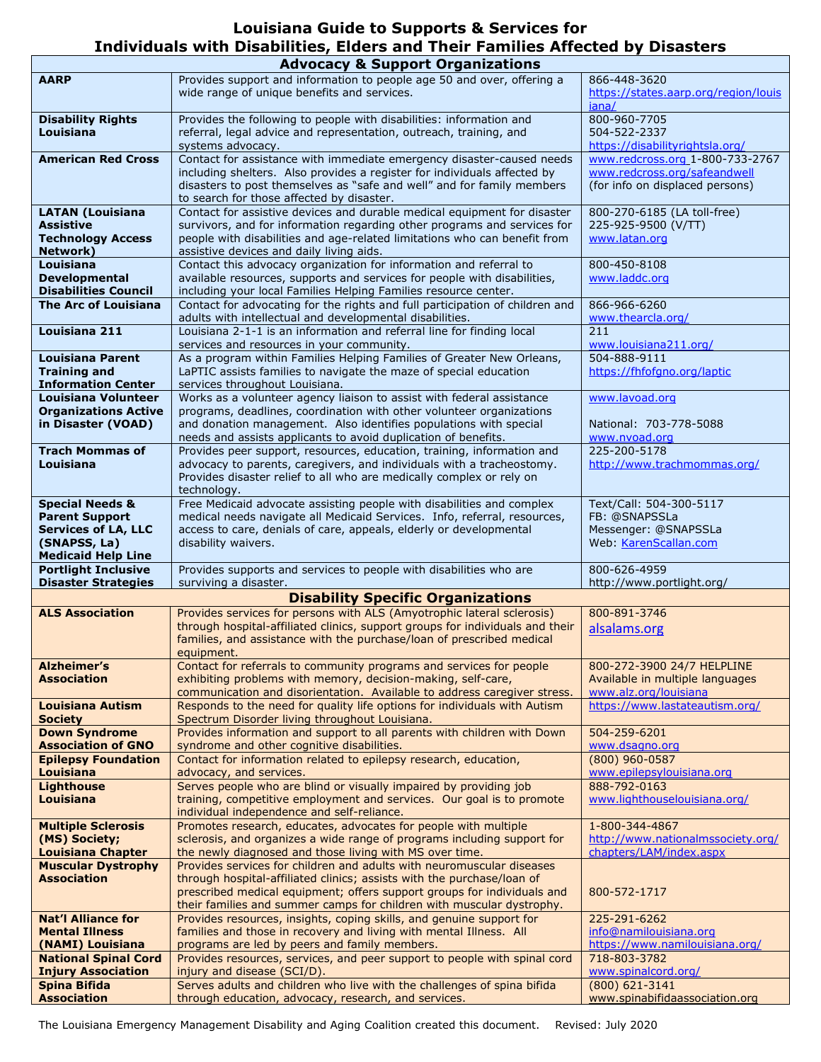# Louisiana Guide to Supports & Services for Individuals with Disabilities, Elders and Their Families Affected by Disasters

## Advocacy & Support Organizations

| | | |
|---|---|---|
| **AARP** | Provides support and information to people age 50 and over, offering a wide range of unique benefits and services. | 866-448-3620<br>https://states.aarp.org/region/louisiana/ |
| **Disability Rights Louisiana** | Provides the following to people with disabilities: information and referral, legal advice and representation, outreach, training, and systems advocacy. | 800-960-7705<br>504-522-2337<br>https://disabilityrightsla.org/ |
| **American Red Cross** | Contact for assistance with immediate emergency disaster-caused needs including shelters. Also provides a register for individuals affected by disasters to post themselves as "safe and well" and for family members to search for those affected by disaster. | www.redcross.org 1-800-733-2767<br>www.redcross.org/safeandwell<br>(for info on displaced persons) |
| **LATAN (Louisiana Assistive Technology Access Network)** | Contact for assistive devices and durable medical equipment for disaster survivors, and for information regarding other programs and services for people with disabilities and age-related limitations who can benefit from assistive devices and daily living aids. | 800-270-6185 (LA toll-free)<br>225-925-9500 (V/TT)<br>www.latan.org |
| **Louisiana Developmental Disabilities Council** | Contact this advocacy organization for information and referral to available resources, supports and services for people with disabilities, including your local Families Helping Families resource center. | 800-450-8108<br>www.laddc.org |
| **The Arc of Louisiana** | Contact for advocating for the rights and full participation of children and adults with intellectual and developmental disabilities. | 866-966-6260<br>www.thearcla.org/ |
| **Louisiana 211** | Louisiana 2-1-1 is an information and referral line for finding local services and resources in your community. | 211<br>www.louisiana211.org/ |
| **Louisiana Parent Training and Information Center** | As a program within Families Helping Families of Greater New Orleans, LaPTIC assists families to navigate the maze of special education services throughout Louisiana. | 504-888-9111<br>https://fhfofgno.org/laptic |
| **Louisiana Volunteer Organizations Active in Disaster (VOAD)** | Works as a volunteer agency liaison to assist with federal assistance programs, deadlines, coordination with other volunteer organizations and donation management. Also identifies populations with special needs and assists applicants to avoid duplication of benefits. | www.lavoad.org<br><br>National: 703-778-5088<br>www.nvoad.org |
| **Trach Mommas of Louisiana** | Provides peer support, resources, education, training, information and advocacy to parents, caregivers, and individuals with a tracheostomy. Provides disaster relief to all who are medically complex or rely on technology. | 225-200-5178<br>http://www.trachmommas.org/ |
| **Special Needs & Parent Support Services of LA, LLC (SNAPSS, La) Medicaid Help Line** | Free Medicaid advocate assisting people with disabilities and complex medical needs navigate all Medicaid Services. Info, referral, resources, access to care, denials of care, appeals, elderly or developmental disability waivers. | Text/Call: 504-300-5117<br>FB: @SNAPSSLa<br>Messenger: @SNAPSSLa<br>Web: KarenScallan.com |
| **Portlight Inclusive Disaster Strategies** | Provides supports and services to people with disabilities who are surviving a disaster. | 800-626-4959<br>http://www.portlight.org/ |

## Disability Specific Organizations

| | | |
|---|---|---|
| **ALS Association** | Provides services for persons with ALS (Amyotrophic lateral sclerosis) through hospital-affiliated clinics, support groups for individuals and their families, and assistance with the purchase/loan of prescribed medical equipment. | 800-891-3746<br>alsalams.org |
| **Alzheimer's Association** | Contact for referrals to community programs and services for people exhibiting problems with memory, decision-making, self-care, communication and disorientation. Available to address caregiver stress. | 800-272-3900 24/7 HELPLINE<br>Available in multiple languages<br>www.alz.org/louisiana |
| **Louisiana Autism Society** | Responds to the need for quality life options for individuals with Autism Spectrum Disorder living throughout Louisiana. | https://www.lastateautism.org/ |
| **Down Syndrome Association of GNO** | Provides information and support to all parents with children with Down syndrome and other cognitive disabilities. | 504-259-6201<br>www.dsagno.org |
| **Epilepsy Foundation Louisiana** | Contact for information related to epilepsy research, education, advocacy, and services. | (800) 960-0587<br>www.epilepsylouisiana.org |
| **Lighthouse Louisiana** | Serves people who are blind or visually impaired by providing job training, competitive employment and services. Our goal is to promote individual independence and self-reliance. | 888-792-0163<br>www.lighthouselouisiana.org/ |
| **Multiple Sclerosis (MS) Society; Louisiana Chapter** | Promotes research, educates, advocates for people with multiple sclerosis, and organizes a wide range of programs including support for the newly diagnosed and those living with MS over time. | 1-800-344-4867<br>http://www.nationalmssociety.org/chapters/LAM/index.aspx |
| **Muscular Dystrophy Association** | Provides services for children and adults with neuromuscular diseases through hospital-affiliated clinics; assists with the purchase/loan of prescribed medical equipment; offers support groups for individuals and their families and summer camps for children with muscular dystrophy. | 800-572-1717 |
| **Nat'l Alliance for Mental Illness (NAMI) Louisiana** | Provides resources, insights, coping skills, and genuine support for families and those in recovery and living with mental Illness. All programs are led by peers and family members. | 225-291-6262<br>info@namilouisiana.org<br>https://www.namilouisiana.org/ |
| **National Spinal Cord Injury Association** | Provides resources, services, and peer support to people with spinal cord injury and disease (SCI/D). | 718-803-3782<br>www.spinalcord.org/ |
| **Spina Bifida Association** | Serves adults and children who live with the challenges of spina bifida through education, advocacy, research, and services. | (800) 621-3141<br>www.spinabifidaassociation.org |

The Louisiana Emergency Management Disability and Aging Coalition created this document. Revised: July 2020